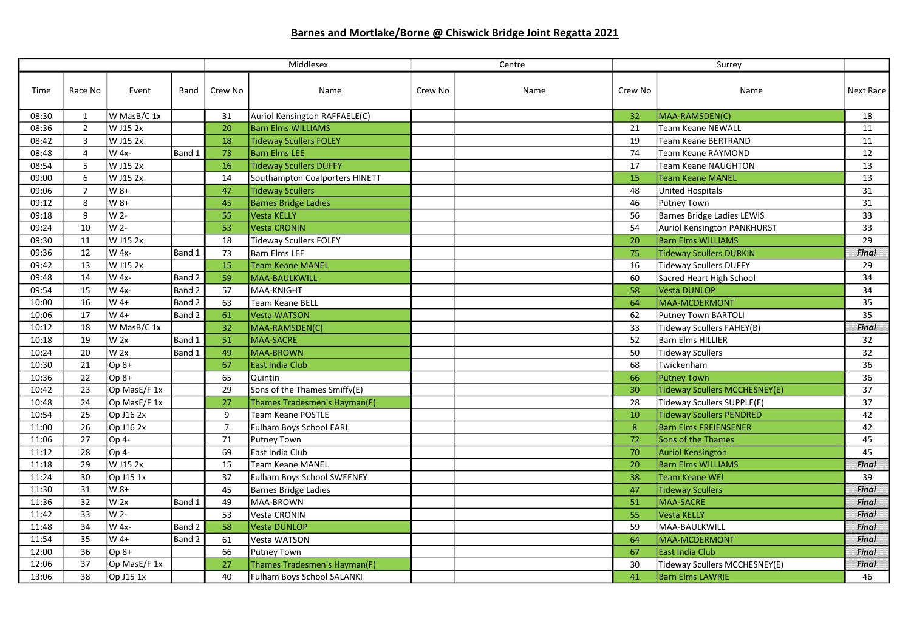# Barnes and Mortlake/Borne @ Chiswick Bridge Joint Regatta 2021

| | | | | Middlesex | | Centre | | Surrey | | |
|---|---|---|---|---|---|---|---|---|---|---|
| Time | Race No | Event | Band | Crew No | Name | Crew No | Name | Crew No | Name | Next Race |
| 08:30 | 1 | W MasB/C 1x | | 31 | Auriol Kensington RAFFAELE(C) | | | 32 | MAA-RAMSDEN(C) | 18 |
| 08:36 | 2 | W J15 2x | | 20 | Barn Elms WILLIAMS | | | 21 | Team Keane NEWALL | 11 |
| 08:42 | 3 | W J15 2x | | 18 | Tideway Scullers FOLEY | | | 19 | Team Keane BERTRAND | 11 |
| 08:48 | 4 | W 4x- | Band 1 | 73 | Barn Elms LEE | | | 74 | Team Keane RAYMOND | 12 |
| 08:54 | 5 | W J15 2x | | 16 | Tideway Scullers DUFFY | | | 17 | Team Keane NAUGHTON | 13 |
| 09:00 | 6 | W J15 2x | | 14 | Southampton Coalporters HINETT | | | 15 | Team Keane MANEL | 13 |
| 09:06 | 7 | W 8+ | | 47 | Tideway Scullers | | | 48 | United Hospitals | 31 |
| 09:12 | 8 | W 8+ | | 45 | Barnes Bridge Ladies | | | 46 | Putney Town | 31 |
| 09:18 | 9 | W 2- | | 55 | Vesta KELLY | | | 56 | Barnes Bridge Ladies LEWIS | 33 |
| 09:24 | 10 | W 2- | | 53 | Vesta CRONIN | | | 54 | Auriol Kensington PANKHURST | 33 |
| 09:30 | 11 | W J15 2x | | 18 | Tideway Scullers FOLEY | | | 20 | Barn Elms WILLIAMS | 29 |
| 09:36 | 12 | W 4x- | Band 1 | 73 | Barn Elms LEE | | | 75 | Tideway Scullers DURKIN | *Final* |
| 09:42 | 13 | W J15 2x | | 15 | Team Keane MANEL | | | 16 | Tideway Scullers DUFFY | 29 |
| 09:48 | 14 | W 4x- | Band 2 | 59 | MAA-BAULKWILL | | | 60 | Sacred Heart High School | 34 |
| 09:54 | 15 | W 4x- | Band 2 | 57 | MAA-KNIGHT | | | 58 | Vesta DUNLOP | 34 |
| 10:00 | 16 | W 4+ | Band 2 | 63 | Team Keane BELL | | | 64 | MAA-MCDERMONT | 35 |
| 10:06 | 17 | W 4+ | Band 2 | 61 | Vesta WATSON | | | 62 | Putney Town BARTOLI | 35 |
| 10:12 | 18 | W MasB/C 1x | | 32 | MAA-RAMSDEN(C) | | | 33 | Tideway Scullers FAHEY(B) | *Final* |
| 10:18 | 19 | W 2x | Band 1 | 51 | MAA-SACRE | | | 52 | Barn Elms HILLIER | 32 |
| 10:24 | 20 | W 2x | Band 1 | 49 | MAA-BROWN | | | 50 | Tideway Scullers | 32 |
| 10:30 | 21 | Op 8+ | | 67 | East India Club | | | 68 | Twickenham | 36 |
| 10:36 | 22 | Op 8+ | | 65 | Quintin | | | 66 | Putney Town | 36 |
| 10:42 | 23 | Op MasE/F 1x | | 29 | Sons of the Thames Smiffy(E) | | | 30 | Tideway Scullers MCCHESNEY(E) | 37 |
| 10:48 | 24 | Op MasE/F 1x | | 27 | Thames Tradesmen's Hayman(F) | | | 28 | Tideway Scullers SUPPLE(E) | 37 |
| 10:54 | 25 | Op J16 2x | | 9 | Team Keane POSTLE | | | 10 | Tideway Scullers PENDRED | 42 |
| 11:00 | 26 | Op J16 2x | | ~~7~~ | ~~Fulham Boys School EARL~~ | | | 8 | Barn Elms FREIENSENER | 42 |
| 11:06 | 27 | Op 4- | | 71 | Putney Town | | | 72 | Sons of the Thames | 45 |
| 11:12 | 28 | Op 4- | | 69 | East India Club | | | 70 | Auriol Kensington | 45 |
| 11:18 | 29 | W J15 2x | | 15 | Team Keane MANEL | | | 20 | Barn Elms WILLIAMS | *Final* |
| 11:24 | 30 | Op J15 1x | | 37 | Fulham Boys School SWEENEY | | | 38 | Team Keane WEI | 39 |
| 11:30 | 31 | W 8+ | | 45 | Barnes Bridge Ladies | | | 47 | Tideway Scullers | *Final* |
| 11:36 | 32 | W 2x | Band 1 | 49 | MAA-BROWN | | | 51 | MAA-SACRE | *Final* |
| 11:42 | 33 | W 2- | | 53 | Vesta CRONIN | | | 55 | Vesta KELLY | *Final* |
| 11:48 | 34 | W 4x- | Band 2 | 58 | Vesta DUNLOP | | | 59 | MAA-BAULKWILL | *Final* |
| 11:54 | 35 | W 4+ | Band 2 | 61 | Vesta WATSON | | | 64 | MAA-MCDERMONT | *Final* |
| 12:00 | 36 | Op 8+ | | 66 | Putney Town | | | 67 | East India Club | *Final* |
| 12:06 | 37 | Op MasE/F 1x | | 27 | Thames Tradesmen's Hayman(F) | | | 30 | Tideway Scullers MCCHESNEY(E) | *Final* |
| 13:06 | 38 | Op J15 1x | | 40 | Fulham Boys School SALANKI | | | 41 | Barn Elms LAWRIE | 46 |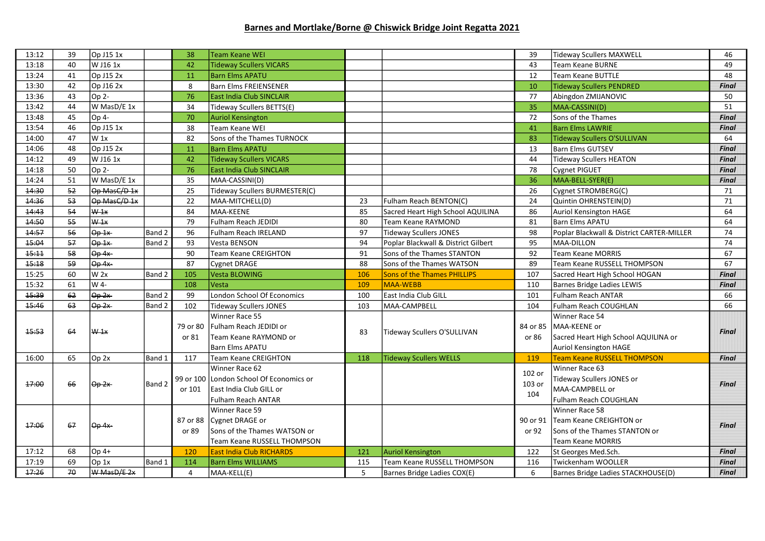# Barnes and Mortlake/Borne @ Chiswick Bridge Joint Regatta 2021

| Time | Race | Event | Band | No. | Crew | No. | Crew | No. | Crew | Next |
|---|---|---|---|---|---|---|---|---|---|---|
| 13:12 | 39 | Op J15 1x | | 38 | Team Keane WEI | | | 39 | Tideway Scullers MAXWELL | 46 |
| 13:18 | 40 | W J16 1x | | 42 | Tideway Scullers VICARS | | | 43 | Team Keane BURNE | 49 |
| 13:24 | 41 | Op J15 2x | | 11 | Barn Elms APATU | | | 12 | Team Keane BUTTLE | 48 |
| 13:30 | 42 | Op J16 2x | | 8 | Barn Elms FREIENSENER | | | 10 | Tideway Scullers PENDRED | Final |
| 13:36 | 43 | Op 2- | | 76 | East India Club SINCLAIR | | | 77 | Abingdon ZMIJANOVIC | 50 |
| 13:42 | 44 | W MasD/E 1x | | 34 | Tideway Scullers BETTS(E) | | | 35 | MAA-CASSINI(D) | 51 |
| 13:48 | 45 | Op 4- | | 70 | Auriol Kensington | | | 72 | Sons of the Thames | Final |
| 13:54 | 46 | Op J15 1x | | 38 | Team Keane WEI | | | 41 | Barn Elms LAWRIE | Final |
| 14:00 | 47 | W 1x | | 82 | Sons of the Thames TURNOCK | | | 83 | Tideway Scullers O'SULLIVAN | 64 |
| 14:06 | 48 | Op J15 2x | | 11 | Barn Elms APATU | | | 13 | Barn Elms GUTSEV | Final |
| 14:12 | 49 | W J16 1x | | 42 | Tideway Scullers VICARS | | | 44 | Tideway Scullers HEATON | Final |
| 14:18 | 50 | Op 2- | | 76 | East India Club SINCLAIR | | | 78 | Cygnet PIGUET | Final |
| 14:24 | 51 | W MasD/E 1x | | 35 | MAA-CASSINI(D) | | | 36 | MAA-BELL-SYER(E) | Final |
| ~~14:30~~ | ~~52~~ | ~~Op MasC/D 1x~~ | | 25 | Tideway Scullers BURMESTER(C) | | | 26 | Cygnet STROMBERG(C) | 71 |
| ~~14:36~~ | ~~53~~ | ~~Op MasC/D 1x~~ | | 22 | MAA-MITCHELL(D) | 23 | Fulham Reach BENTON(C) | 24 | Quintin OHRENSTEIN(D) | 71 |
| ~~14:43~~ | ~~54~~ | ~~W 1x~~ | | 84 | MAA-KEENE | 85 | Sacred Heart High School AQUILINA | 86 | Auriol Kensington HAGE | 64 |
| ~~14:50~~ | ~~55~~ | ~~W 1x~~ | | 79 | Fulham Reach JEDIDI | 80 | Team Keane RAYMOND | 81 | Barn Elms APATU | 64 |
| ~~14:57~~ | ~~56~~ | ~~Op 1x~~ | Band 2 | 96 | Fulham Reach IRELAND | 97 | Tideway Scullers JONES | 98 | Poplar Blackwall & District CARTER-MILLER | 74 |
| ~~15:04~~ | ~~57~~ | ~~Op 1x~~ | Band 2 | 93 | Vesta BENSON | 94 | Poplar Blackwall & District Gilbert | 95 | MAA-DILLON | 74 |
| ~~15:11~~ | ~~58~~ | ~~Op 4x-~~ | | 90 | Team Keane CREIGHTON | 91 | Sons of the Thames STANTON | 92 | Team Keane MORRIS | 67 |
| ~~15:18~~ | ~~59~~ | ~~Op 4x-~~ | | 87 | Cygnet DRAGE | 88 | Sons of the Thames WATSON | 89 | Team Keane RUSSELL THOMPSON | 67 |
| 15:25 | 60 | W 2x | Band 2 | 105 | Vesta BLOWING | 106 | Sons of the Thames PHILLIPS | 107 | Sacred Heart High School HOGAN | Final |
| 15:32 | 61 | W 4- | | 108 | Vesta | 109 | MAA-WEBB | 110 | Barnes Bridge Ladies LEWIS | Final |
| ~~15:39~~ | ~~62~~ | ~~Op 2x~~ | Band 2 | 99 | London School Of Economics | 100 | East India Club GILL | 101 | Fulham Reach ANTAR | 66 |
| ~~15:46~~ | ~~63~~ | ~~Op 2x~~ | Band 2 | 102 | Tideway Scullers JONES | 103 | MAA-CAMPBELL | 104 | Fulham Reach COUGHLAN | 66 |
| ~~15:53~~ | ~~64~~ | ~~W 1x~~ | | 79 or 80 or 81 | Winner Race 55<br>Fulham Reach JEDIDI or<br>Team Keane RAYMOND or<br>Barn Elms APATU | 83 | Tideway Scullers O'SULLIVAN | 84 or 85 or 86 | Winner Race 54<br>MAA-KEENE or<br>Sacred Heart High School AQUILINA or<br>Auriol Kensington HAGE | Final |
| 16:00 | 65 | Op 2x | Band 1 | 117 | Team Keane CREIGHTON | 118 | Tideway Scullers WELLS | 119 | Team Keane RUSSELL THOMPSON | Final |
| ~~17:00~~ | ~~66~~ | ~~Op 2x~~ | Band 2 | 99 or 100 or 101 | Winner Race 62<br>London School Of Economics or<br>East India Club GILL or<br>Fulham Reach ANTAR | | | 102 or 103 or 104 | Winner Race 63<br>Tideway Scullers JONES or<br>MAA-CAMPBELL or<br>Fulham Reach COUGHLAN | Final |
| ~~17:06~~ | ~~67~~ | ~~Op 4x-~~ | | 87 or 88 or 89 | Winner Race 59<br>Cygnet DRAGE or<br>Sons of the Thames WATSON or<br>Team Keane RUSSELL THOMPSON | | | 90 or 91 or 92 | Winner Race 58<br>Team Keane CREIGHTON or<br>Sons of the Thames STANTON or<br>Team Keane MORRIS | Final |
| 17:12 | 68 | Op 4+ | | 120 | East India Club RICHARDS | 121 | Auriol Kensington | 122 | St Georges Med.Sch. | Final |
| 17:19 | 69 | Op 1x | Band 1 | 114 | Barn Elms WILLIAMS | 115 | Team Keane RUSSELL THOMPSON | 116 | Twickenham WOOLLER | Final |
| ~~17:26~~ | ~~70~~ | ~~W MasD/E 2x~~ | | 4 | MAA-KELL(E) | 5 | Barnes Bridge Ladies COX(E) | 6 | Barnes Bridge Ladies STACKHOUSE(D) | Final |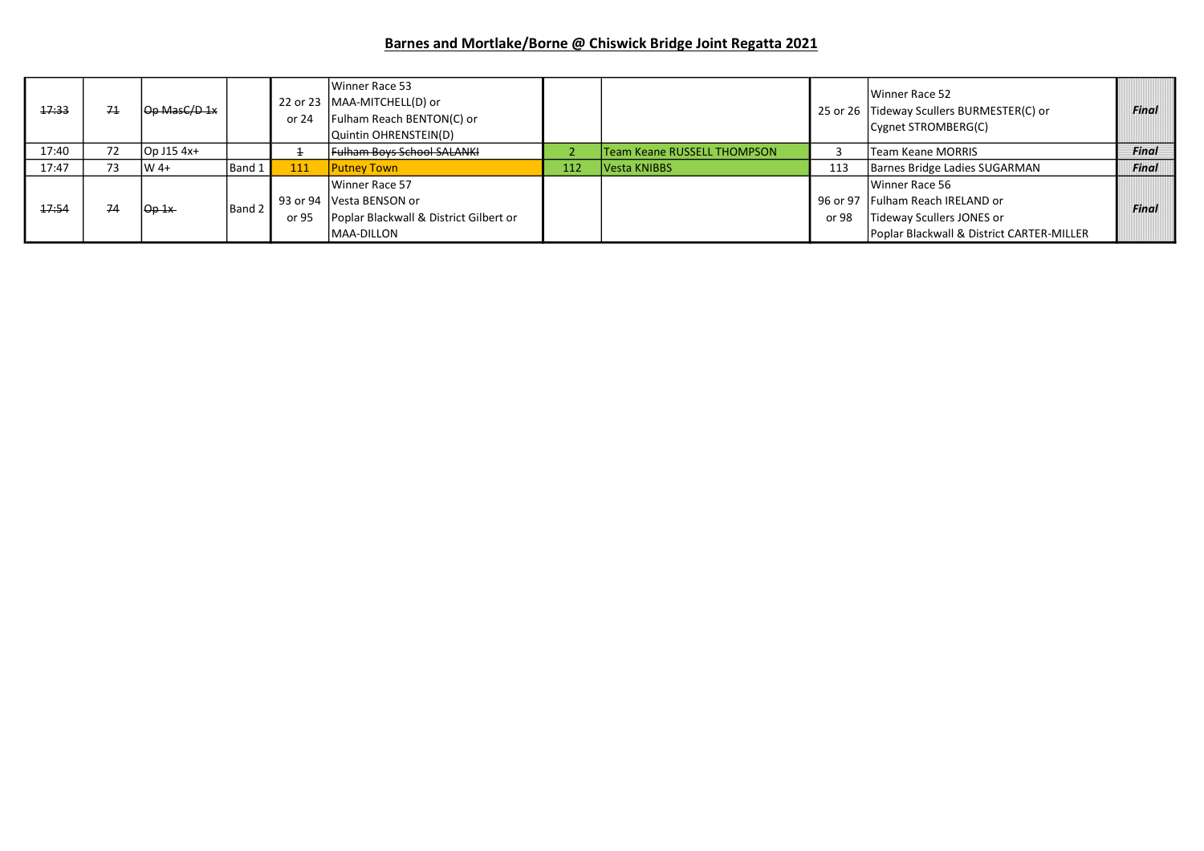## Barnes and Mortlake/Borne @ Chiswick Bridge Joint Regatta 2021

| | | | | | | | | | | |
|---|---|---|---|---|---|---|---|---|---|---|
| ~~17:33~~ | ~~71~~ | ~~Op MasC/D 1x~~ | | 22 or 23 or 24 | Winner Race 53<br>MAA-MITCHELL(D) or<br>Fulham Reach BENTON(C) or<br>Quintin OHRENSTEIN(D) | | | 25 or 26 | Winner Race 52<br>Tideway Scullers BURMESTER(C) or<br>Cygnet STROMBERG(C) | *Final* |
| 17:40 | 72 | Op J15 4x+ | | ~~1~~ | ~~Fulham Boys School SALANKI~~ | 2 | Team Keane RUSSELL THOMPSON | 3 | Team Keane MORRIS | *Final* |
| 17:47 | 73 | W 4+ | Band 1 | 111 | Putney Town | 112 | Vesta KNIBBS | 113 | Barnes Bridge Ladies SUGARMAN | *Final* |
| ~~17:54~~ | ~~74~~ | ~~Op 1x~~ | Band 2 | 93 or 94 or 95 | Winner Race 57<br>Vesta BENSON or<br>Poplar Blackwall & District Gilbert or<br>MAA-DILLON | | | 96 or 97 or 98 | Winner Race 56<br>Fulham Reach IRELAND or<br>Tideway Scullers JONES or<br>Poplar Blackwall & District CARTER-MILLER | *Final* |